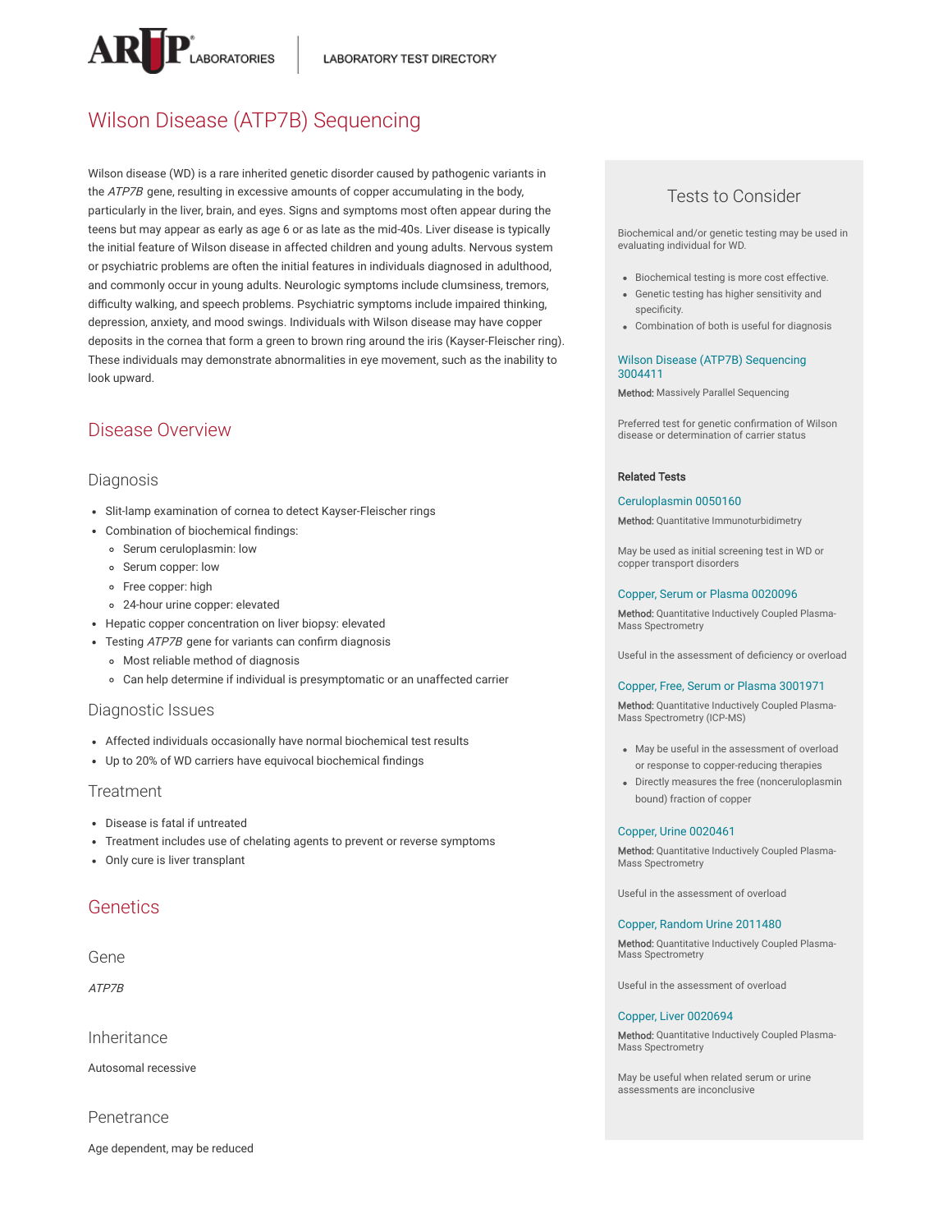# Wilson Disease (ATP7B) Sequencing

Wilson disease (WD) is a rare inherited genetic disorder caused by pathogenic variants in the *ATP7B* gene, resulting in excessive amounts of copper accumulating in the body, particularly in the liver, brain, and eyes. Signs and symptoms most often appear during the teens but may appear as early as age 6 or as late as the mid-40s. Liver disease is typically the initial feature of Wilson disease in affected children and young adults. Nervous system or psychiatric problems are often the initial features in individuals diagnosed in adulthood, and commonly occur in young adults. Neurologic symptoms include clumsiness, tremors, difficulty walking, and speech problems. Psychiatric symptoms include impaired thinking, depression, anxiety, and mood swings. Individuals with Wilson disease may have copper deposits in the cornea that form a green to brown ring around the iris (Kayser-Fleischer ring). These individuals may demonstrate abnormalities in eye movement, such as the inability to look upward.

## Disease Overview

### Diagnosis

- Slit-lamp examination of cornea to detect Kayser-Fleischer rings
- Combination of biochemical findings:
  - Serum ceruloplasmin: low
  - Serum copper: low
  - Free copper: high
  - 24-hour urine copper: elevated
- Hepatic copper concentration on liver biopsy: elevated
- Testing *ATP7B* gene for variants can confirm diagnosis
  - Most reliable method of diagnosis
  - Can help determine if individual is presymptomatic or an unaffected carrier

### Diagnostic Issues

- Affected individuals occasionally have normal biochemical test results
- Up to 20% of WD carriers have equivocal biochemical findings

### Treatment

- Disease is fatal if untreated
- Treatment includes use of chelating agents to prevent or reverse symptoms
- Only cure is liver transplant

## Genetics

### Gene

*ATP7B*

### Inheritance

Autosomal recessive

### Penetrance

Age dependent, may be reduced

## Tests to Consider

Biochemical and/or genetic testing may be used in evaluating individual for WD.

- Biochemical testing is more cost effective.
- Genetic testing has higher sensitivity and specificity.
- Combination of both is useful for diagnosis

**Wilson Disease (ATP7B) Sequencing 3004411**

**Method:** Massively Parallel Sequencing

Preferred test for genetic confirmation of Wilson disease or determination of carrier status

### Related Tests

**Ceruloplasmin 0050160**

**Method:** Quantitative Immunoturbidimetry

May be used as initial screening test in WD or copper transport disorders

**Copper, Serum or Plasma 0020096**

**Method:** Quantitative Inductively Coupled Plasma-Mass Spectrometry

Useful in the assessment of deficiency or overload

**Copper, Free, Serum or Plasma 3001971**

**Method:** Quantitative Inductively Coupled Plasma-Mass Spectrometry (ICP-MS)

- May be useful in the assessment of overload or response to copper-reducing therapies
- Directly measures the free (nonceruloplasmin bound) fraction of copper

**Copper, Urine 0020461**

**Method:** Quantitative Inductively Coupled Plasma-Mass Spectrometry

Useful in the assessment of overload

**Copper, Random Urine 2011480**

**Method:** Quantitative Inductively Coupled Plasma-Mass Spectrometry

Useful in the assessment of overload

**Copper, Liver 0020694**

**Method:** Quantitative Inductively Coupled Plasma-Mass Spectrometry

May be useful when related serum or urine assessments are inconclusive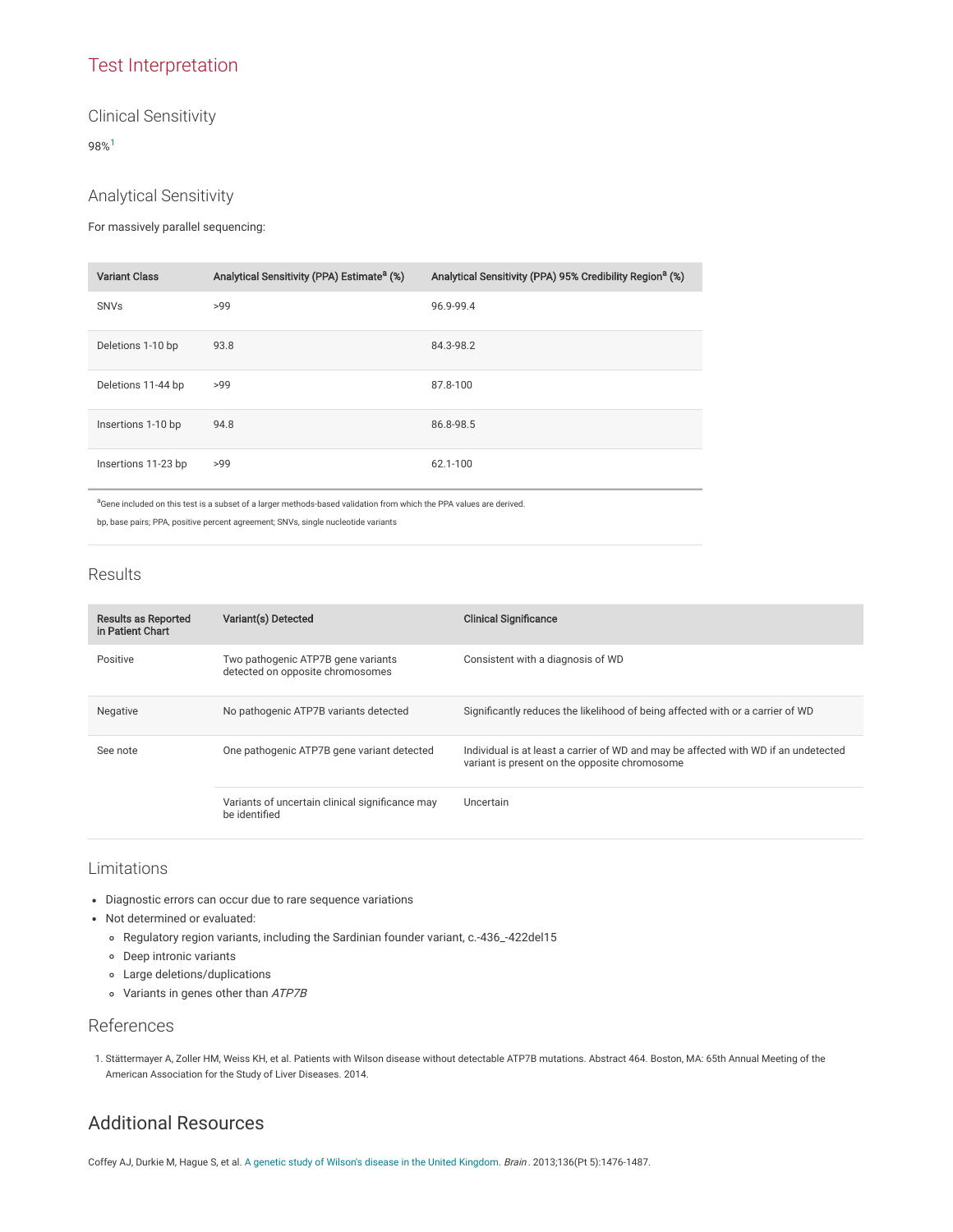## Test Interpretation

### Clinical Sensitivity

98%[1]

### Analytical Sensitivity

For massively parallel sequencing:

| Variant Class | Analytical Sensitivity (PPA) Estimate[a] (%) | Analytical Sensitivity (PPA) 95% Credibility Region[a] (%) |
|---|---|---|
| SNVs | >99 | 96.9-99.4 |
| Deletions 1-10 bp | 93.8 | 84.3-98.2 |
| Deletions 11-44 bp | >99 | 87.8-100 |
| Insertions 1-10 bp | 94.8 | 86.8-98.5 |
| Insertions 11-23 bp | >99 | 62.1-100 |

[a]Gene included on this test is a subset of a larger methods-based validation from which the PPA values are derived.

bp, base pairs; PPA, positive percent agreement; SNVs, single nucleotide variants

### Results

| Results as Reported in Patient Chart | Variant(s) Detected | Clinical Significance |
|---|---|---|
| Positive | Two pathogenic ATP7B gene variants detected on opposite chromosomes | Consistent with a diagnosis of WD |
| Negative | No pathogenic ATP7B variants detected | Significantly reduces the likelihood of being affected with or a carrier of WD |
| See note | One pathogenic ATP7B gene variant detected | Individual is at least a carrier of WD and may be affected with WD if an undetected variant is present on the opposite chromosome |
| | Variants of uncertain clinical significance may be identified | Uncertain |

### Limitations

- Diagnostic errors can occur due to rare sequence variations
- Not determined or evaluated:
  - Regulatory region variants, including the Sardinian founder variant, c.-436_-422del15
  - Deep intronic variants
  - Large deletions/duplications
  - Variants in genes other than *ATP7B*

### References

1. Stättermayer A, Zoller HM, Weiss KH, et al. Patients with Wilson disease without detectable ATP7B mutations. Abstract 464. Boston, MA: 65th Annual Meeting of the American Association for the Study of Liver Diseases. 2014.

## Additional Resources

Coffey AJ, Durkie M, Hague S, et al. A genetic study of Wilson's disease in the United Kingdom. *Brain*. 2013;136(Pt 5):1476-1487.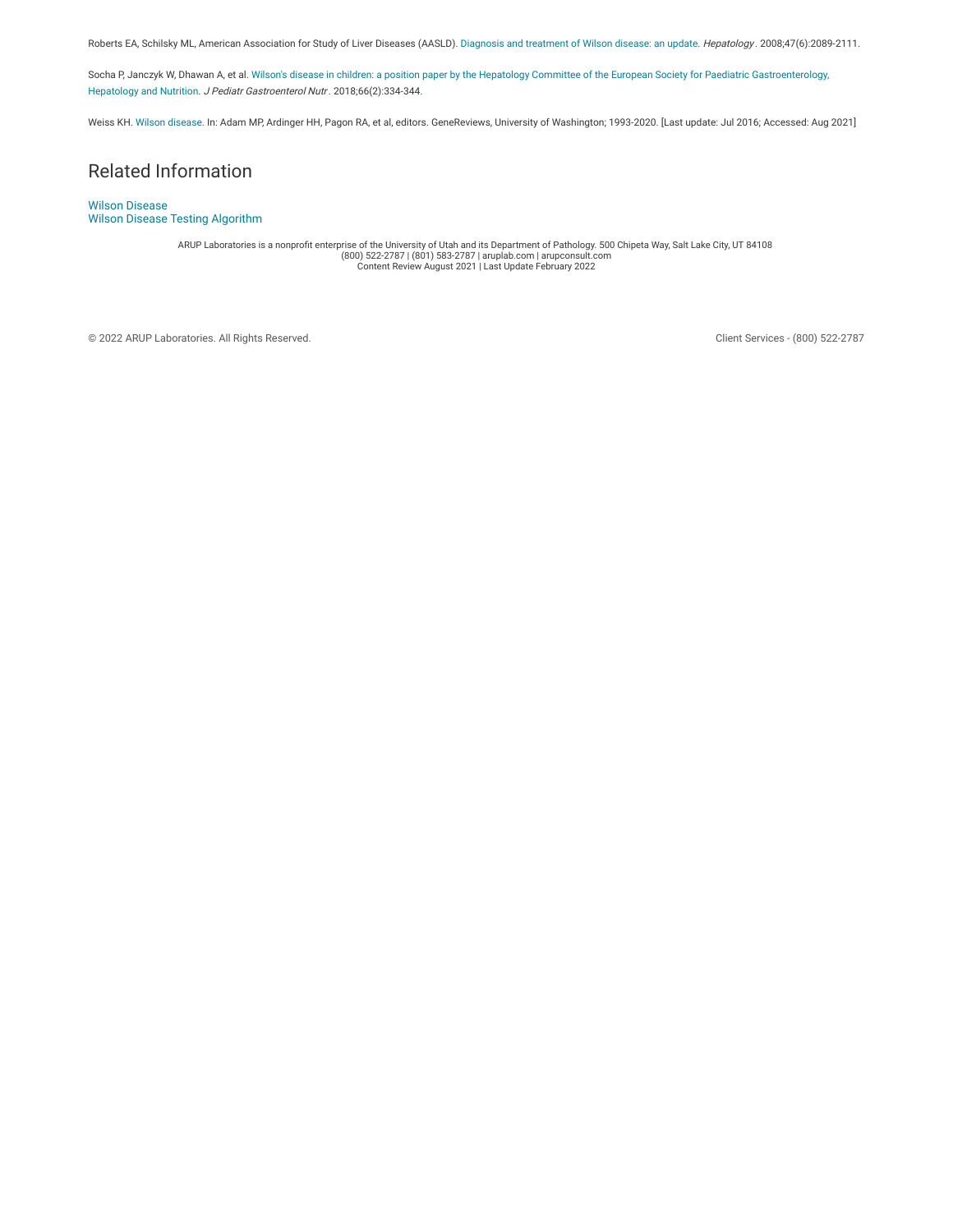Roberts EA, Schilsky ML, American Association for Study of Liver Diseases (AASLD). Diagnosis and treatment of Wilson disease: an update. *Hepatology*. 2008;47(6):2089-2111.

Socha P, Janczyk W, Dhawan A, et al. Wilson's disease in children: a position paper by the Hepatology Committee of the European Society for Paediatric Gastroenterology, Hepatology and Nutrition. *J Pediatr Gastroenterol Nutr*. 2018;66(2):334-344.

Weiss KH. Wilson disease. In: Adam MP, Ardinger HH, Pagon RA, et al, editors. GeneReviews, University of Washington; 1993-2020. [Last update: Jul 2016; Accessed: Aug 2021]

## Related Information

Wilson Disease
Wilson Disease Testing Algorithm

ARUP Laboratories is a nonprofit enterprise of the University of Utah and its Department of Pathology. 500 Chipeta Way, Salt Lake City, UT 84108
(800) 522-2787 | (801) 583-2787 | aruplab.com | arupconsult.com
Content Review August 2021 | Last Update February 2022

© 2022 ARUP Laboratories. All Rights Reserved.

Client Services - (800) 522-2787